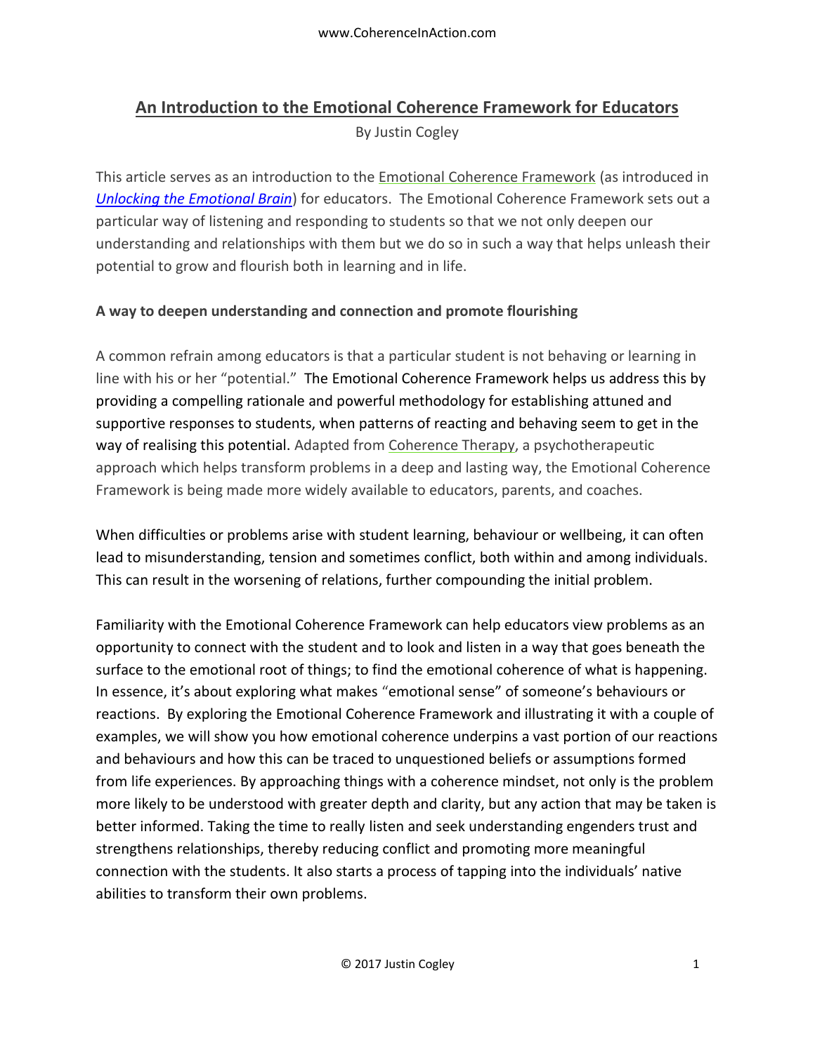# An Introduction to the Emotional Coherence Framework for Educators

By Justin Cogley

This article serves as an introduction to the Emotional Coherence Framework (as introduced in *Unlocking the Emotional Brain*) for educators. The Emotional Coherence Framework sets out a particular way of listening and responding to students so that we not only deepen our understanding and relationships with them but we do so in such a way that helps unleash their potential to grow and flourish both in learning and in life.

**A way to deepen understanding and connection and promote flourishing**

A common refrain among educators is that a particular student is not behaving or learning in line with his or her "potential." The Emotional Coherence Framework helps us address this by providing a compelling rationale and powerful methodology for establishing attuned and supportive responses to students, when patterns of reacting and behaving seem to get in the way of realising this potential. Adapted from Coherence Therapy, a psychotherapeutic approach which helps transform problems in a deep and lasting way, the Emotional Coherence Framework is being made more widely available to educators, parents, and coaches.

When difficulties or problems arise with student learning, behaviour or wellbeing, it can often lead to misunderstanding, tension and sometimes conflict, both within and among individuals. This can result in the worsening of relations, further compounding the initial problem.

Familiarity with the Emotional Coherence Framework can help educators view problems as an opportunity to connect with the student and to look and listen in a way that goes beneath the surface to the emotional root of things; to find the emotional coherence of what is happening. In essence, it's about exploring what makes "emotional sense" of someone's behaviours or reactions. By exploring the Emotional Coherence Framework and illustrating it with a couple of examples, we will show you how emotional coherence underpins a vast portion of our reactions and behaviours and how this can be traced to unquestioned beliefs or assumptions formed from life experiences. By approaching things with a coherence mindset, not only is the problem more likely to be understood with greater depth and clarity, but any action that may be taken is better informed. Taking the time to really listen and seek understanding engenders trust and strengthens relationships, thereby reducing conflict and promoting more meaningful connection with the students. It also starts a process of tapping into the individuals' native abilities to transform their own problems.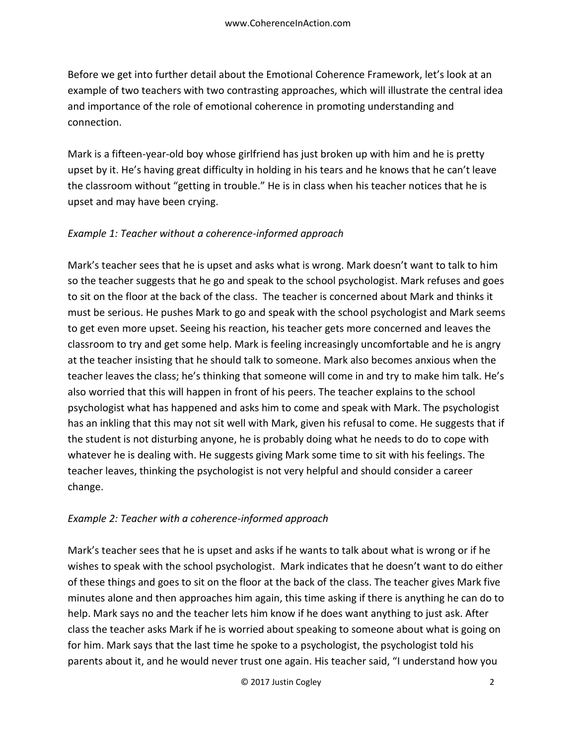Before we get into further detail about the Emotional Coherence Framework, let's look at an example of two teachers with two contrasting approaches, which will illustrate the central idea and importance of the role of emotional coherence in promoting understanding and connection.

Mark is a fifteen-year-old boy whose girlfriend has just broken up with him and he is pretty upset by it. He's having great difficulty in holding in his tears and he knows that he can't leave the classroom without "getting in trouble." He is in class when his teacher notices that he is upset and may have been crying.

*Example 1: Teacher without a coherence-informed approach*

Mark's teacher sees that he is upset and asks what is wrong. Mark doesn't want to talk to him so the teacher suggests that he go and speak to the school psychologist. Mark refuses and goes to sit on the floor at the back of the class. The teacher is concerned about Mark and thinks it must be serious. He pushes Mark to go and speak with the school psychologist and Mark seems to get even more upset. Seeing his reaction, his teacher gets more concerned and leaves the classroom to try and get some help. Mark is feeling increasingly uncomfortable and he is angry at the teacher insisting that he should talk to someone. Mark also becomes anxious when the teacher leaves the class; he's thinking that someone will come in and try to make him talk. He's also worried that this will happen in front of his peers. The teacher explains to the school psychologist what has happened and asks him to come and speak with Mark. The psychologist has an inkling that this may not sit well with Mark, given his refusal to come. He suggests that if the student is not disturbing anyone, he is probably doing what he needs to do to cope with whatever he is dealing with. He suggests giving Mark some time to sit with his feelings. The teacher leaves, thinking the psychologist is not very helpful and should consider a career change.

*Example 2: Teacher with a coherence-informed approach*

Mark's teacher sees that he is upset and asks if he wants to talk about what is wrong or if he wishes to speak with the school psychologist. Mark indicates that he doesn't want to do either of these things and goes to sit on the floor at the back of the class. The teacher gives Mark five minutes alone and then approaches him again, this time asking if there is anything he can do to help. Mark says no and the teacher lets him know if he does want anything to just ask. After class the teacher asks Mark if he is worried about speaking to someone about what is going on for him. Mark says that the last time he spoke to a psychologist, the psychologist told his parents about it, and he would never trust one again. His teacher said, "I understand how you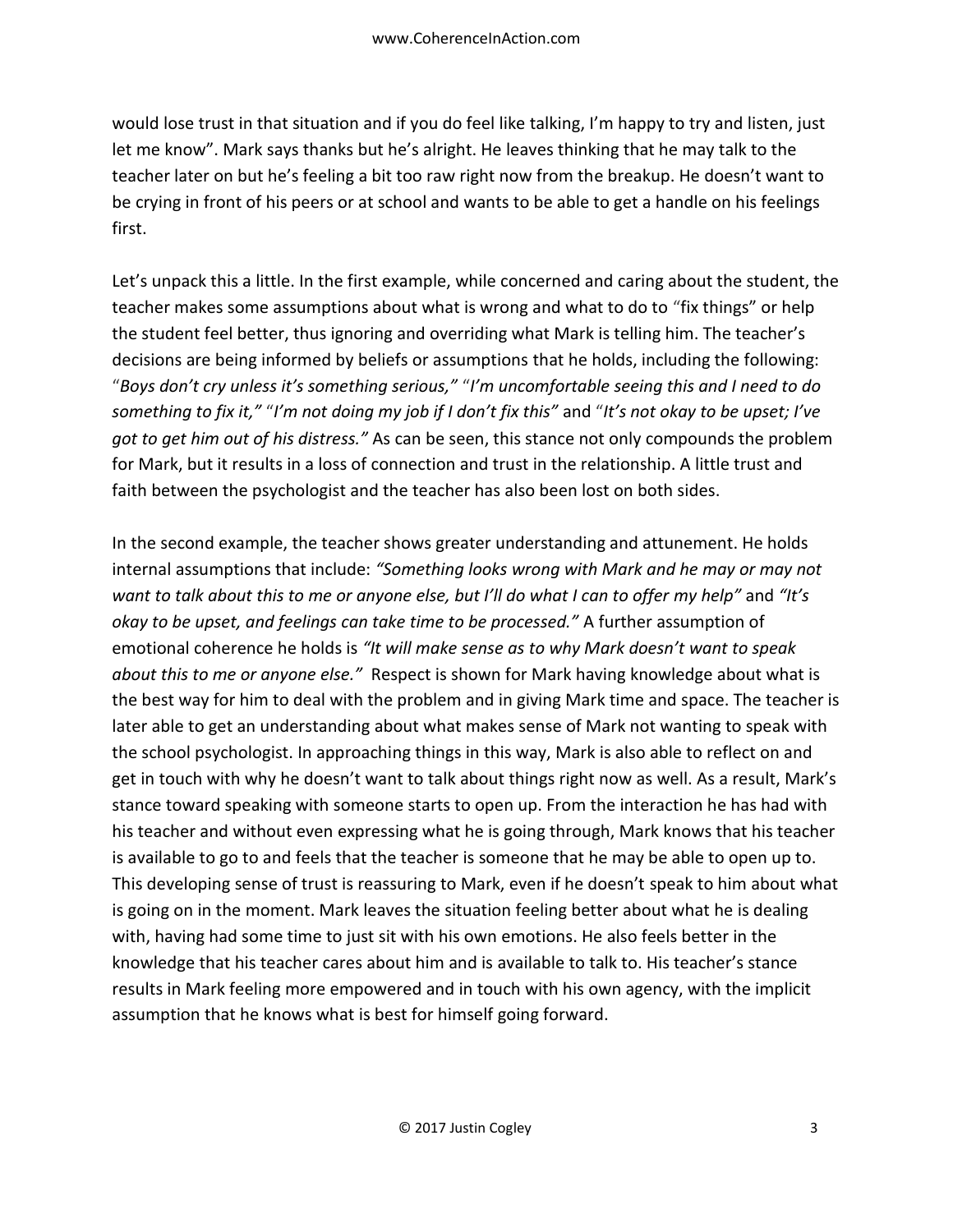would lose trust in that situation and if you do feel like talking, I'm happy to try and listen, just let me know". Mark says thanks but he's alright. He leaves thinking that he may talk to the teacher later on but he's feeling a bit too raw right now from the breakup. He doesn't want to be crying in front of his peers or at school and wants to be able to get a handle on his feelings first.

Let's unpack this a little. In the first example, while concerned and caring about the student, the teacher makes some assumptions about what is wrong and what to do to "fix things" or help the student feel better, thus ignoring and overriding what Mark is telling him. The teacher's decisions are being informed by beliefs or assumptions that he holds, including the following: "*Boys don't cry unless it's something serious,*" "*I'm uncomfortable seeing this and I need to do something to fix it,*" "*I'm not doing my job if I don't fix this*" and "*It's not okay to be upset; I've got to get him out of his distress.*" As can be seen, this stance not only compounds the problem for Mark, but it results in a loss of connection and trust in the relationship. A little trust and faith between the psychologist and the teacher has also been lost on both sides.

In the second example, the teacher shows greater understanding and attunement. He holds internal assumptions that include: *"Something looks wrong with Mark and he may or may not want to talk about this to me or anyone else, but I'll do what I can to offer my help"* and *"It's okay to be upset, and feelings can take time to be processed."* A further assumption of emotional coherence he holds is *"It will make sense as to why Mark doesn't want to speak about this to me or anyone else."* Respect is shown for Mark having knowledge about what is the best way for him to deal with the problem and in giving Mark time and space. The teacher is later able to get an understanding about what makes sense of Mark not wanting to speak with the school psychologist. In approaching things in this way, Mark is also able to reflect on and get in touch with why he doesn't want to talk about things right now as well. As a result, Mark's stance toward speaking with someone starts to open up. From the interaction he has had with his teacher and without even expressing what he is going through, Mark knows that his teacher is available to go to and feels that the teacher is someone that he may be able to open up to. This developing sense of trust is reassuring to Mark, even if he doesn't speak to him about what is going on in the moment. Mark leaves the situation feeling better about what he is dealing with, having had some time to just sit with his own emotions. He also feels better in the knowledge that his teacher cares about him and is available to talk to. His teacher's stance results in Mark feeling more empowered and in touch with his own agency, with the implicit assumption that he knows what is best for himself going forward.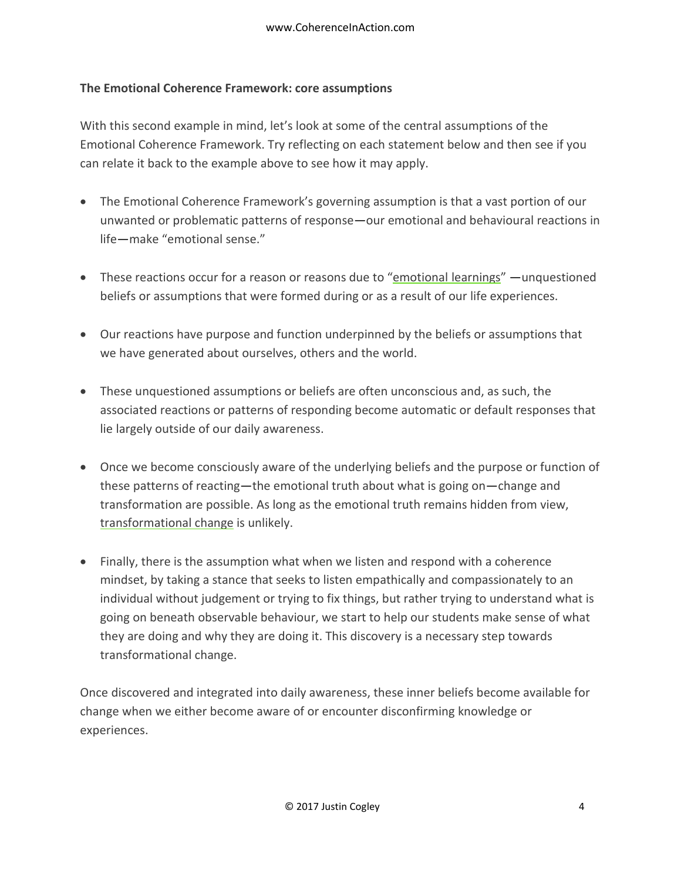**The Emotional Coherence Framework: core assumptions**

With this second example in mind, let's look at some of the central assumptions of the Emotional Coherence Framework. Try reflecting on each statement below and then see if you can relate it back to the example above to see how it may apply.

- The Emotional Coherence Framework's governing assumption is that a vast portion of our unwanted or problematic patterns of response—our emotional and behavioural reactions in life—make "emotional sense."
- These reactions occur for a reason or reasons due to "emotional learnings" —unquestioned beliefs or assumptions that were formed during or as a result of our life experiences.
- Our reactions have purpose and function underpinned by the beliefs or assumptions that we have generated about ourselves, others and the world.
- These unquestioned assumptions or beliefs are often unconscious and, as such, the associated reactions or patterns of responding become automatic or default responses that lie largely outside of our daily awareness.
- Once we become consciously aware of the underlying beliefs and the purpose or function of these patterns of reacting—the emotional truth about what is going on—change and transformation are possible. As long as the emotional truth remains hidden from view, transformational change is unlikely.
- Finally, there is the assumption what when we listen and respond with a coherence mindset, by taking a stance that seeks to listen empathically and compassionately to an individual without judgement or trying to fix things, but rather trying to understand what is going on beneath observable behaviour, we start to help our students make sense of what they are doing and why they are doing it. This discovery is a necessary step towards transformational change.

Once discovered and integrated into daily awareness, these inner beliefs become available for change when we either become aware of or encounter disconfirming knowledge or experiences.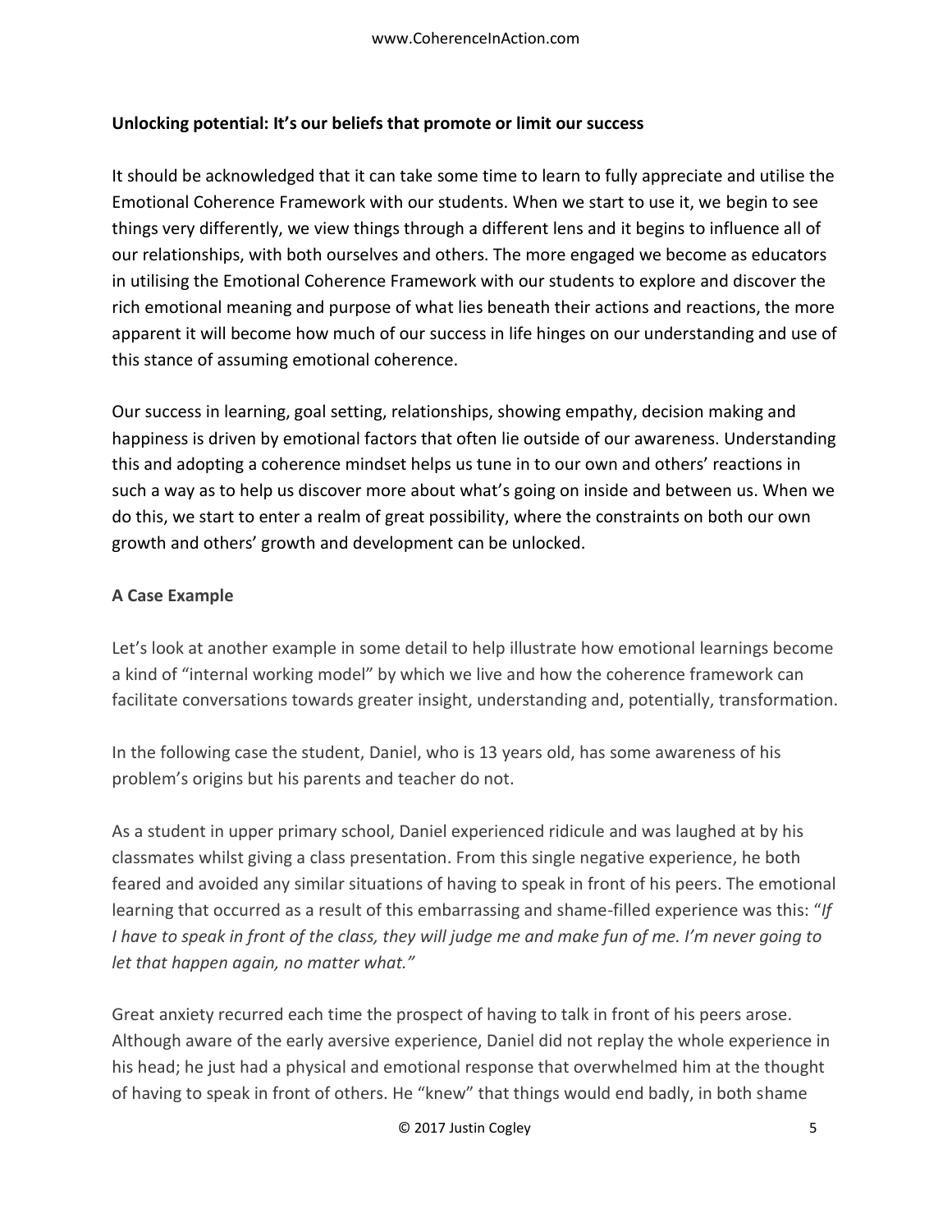**Unlocking potential: It's our beliefs that promote or limit our success**

It should be acknowledged that it can take some time to learn to fully appreciate and utilise the Emotional Coherence Framework with our students. When we start to use it, we begin to see things very differently, we view things through a different lens and it begins to influence all of our relationships, with both ourselves and others. The more engaged we become as educators in utilising the Emotional Coherence Framework with our students to explore and discover the rich emotional meaning and purpose of what lies beneath their actions and reactions, the more apparent it will become how much of our success in life hinges on our understanding and use of this stance of assuming emotional coherence.

Our success in learning, goal setting, relationships, showing empathy, decision making and happiness is driven by emotional factors that often lie outside of our awareness. Understanding this and adopting a coherence mindset helps us tune in to our own and others' reactions in such a way as to help us discover more about what's going on inside and between us. When we do this, we start to enter a realm of great possibility, where the constraints on both our own growth and others' growth and development can be unlocked.

**A Case Example**

Let's look at another example in some detail to help illustrate how emotional learnings become a kind of "internal working model" by which we live and how the coherence framework can facilitate conversations towards greater insight, understanding and, potentially, transformation.

In the following case the student, Daniel, who is 13 years old, has some awareness of his problem's origins but his parents and teacher do not.

As a student in upper primary school, Daniel experienced ridicule and was laughed at by his classmates whilst giving a class presentation. From this single negative experience, he both feared and avoided any similar situations of having to speak in front of his peers. The emotional learning that occurred as a result of this embarrassing and shame-filled experience was this: "*If I have to speak in front of the class, they will judge me and make fun of me. I'm never going to let that happen again, no matter what.*"

Great anxiety recurred each time the prospect of having to talk in front of his peers arose. Although aware of the early aversive experience, Daniel did not replay the whole experience in his head; he just had a physical and emotional response that overwhelmed him at the thought of having to speak in front of others. He "knew" that things would end badly, in both shame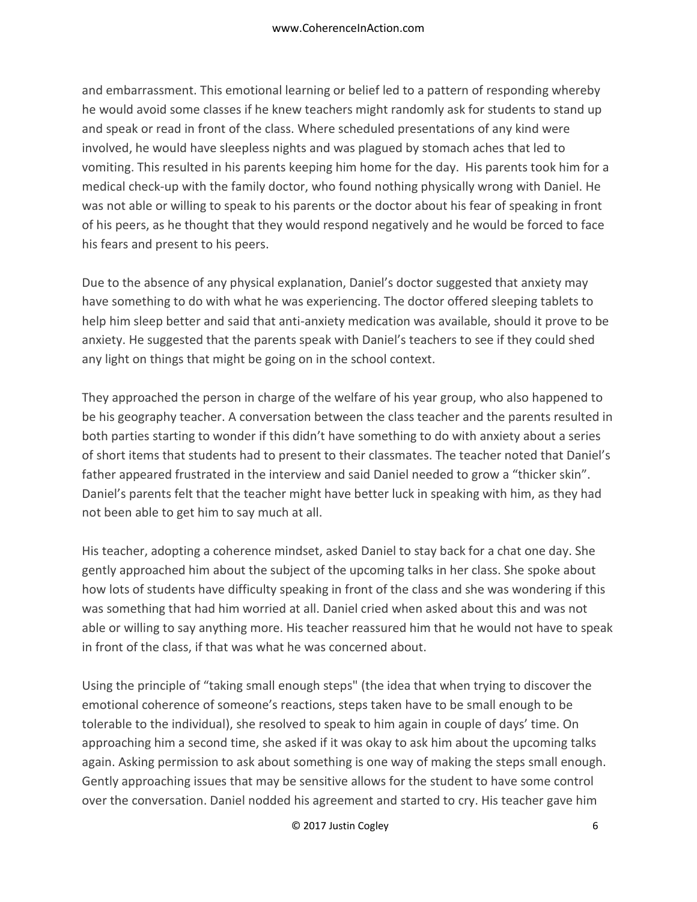and embarrassment. This emotional learning or belief led to a pattern of responding whereby he would avoid some classes if he knew teachers might randomly ask for students to stand up and speak or read in front of the class. Where scheduled presentations of any kind were involved, he would have sleepless nights and was plagued by stomach aches that led to vomiting. This resulted in his parents keeping him home for the day. His parents took him for a medical check-up with the family doctor, who found nothing physically wrong with Daniel. He was not able or willing to speak to his parents or the doctor about his fear of speaking in front of his peers, as he thought that they would respond negatively and he would be forced to face his fears and present to his peers.

Due to the absence of any physical explanation, Daniel's doctor suggested that anxiety may have something to do with what he was experiencing. The doctor offered sleeping tablets to help him sleep better and said that anti-anxiety medication was available, should it prove to be anxiety. He suggested that the parents speak with Daniel's teachers to see if they could shed any light on things that might be going on in the school context.

They approached the person in charge of the welfare of his year group, who also happened to be his geography teacher. A conversation between the class teacher and the parents resulted in both parties starting to wonder if this didn't have something to do with anxiety about a series of short items that students had to present to their classmates. The teacher noted that Daniel's father appeared frustrated in the interview and said Daniel needed to grow a "thicker skin". Daniel's parents felt that the teacher might have better luck in speaking with him, as they had not been able to get him to say much at all.

His teacher, adopting a coherence mindset, asked Daniel to stay back for a chat one day. She gently approached him about the subject of the upcoming talks in her class. She spoke about how lots of students have difficulty speaking in front of the class and she was wondering if this was something that had him worried at all. Daniel cried when asked about this and was not able or willing to say anything more. His teacher reassured him that he would not have to speak in front of the class, if that was what he was concerned about.

Using the principle of "taking small enough steps" (the idea that when trying to discover the emotional coherence of someone's reactions, steps taken have to be small enough to be tolerable to the individual), she resolved to speak to him again in couple of days' time. On approaching him a second time, she asked if it was okay to ask him about the upcoming talks again. Asking permission to ask about something is one way of making the steps small enough. Gently approaching issues that may be sensitive allows for the student to have some control over the conversation. Daniel nodded his agreement and started to cry. His teacher gave him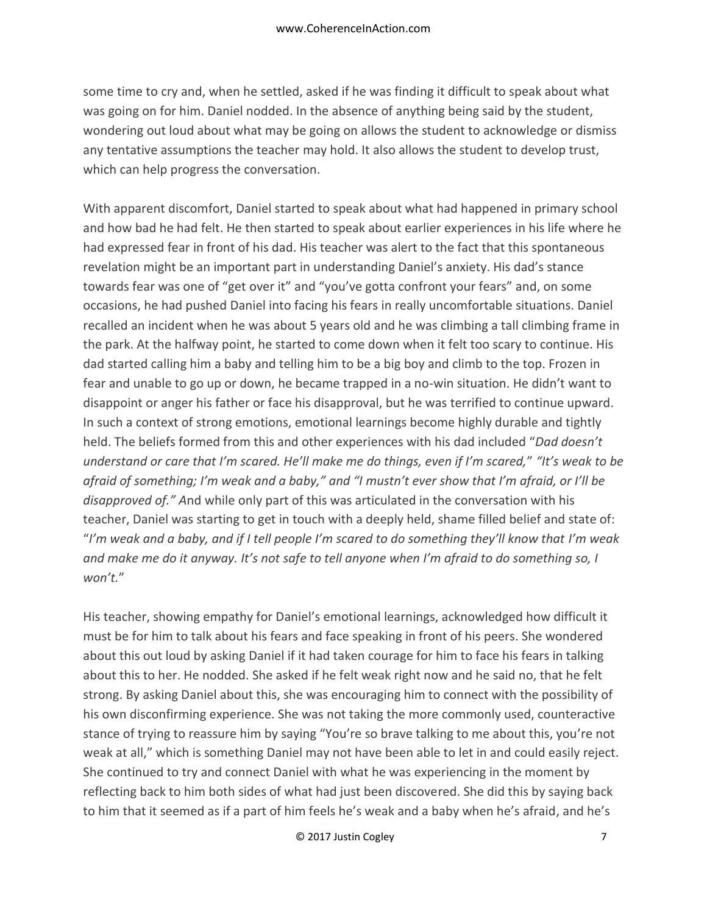some time to cry and, when he settled, asked if he was finding it difficult to speak about what was going on for him. Daniel nodded. In the absence of anything being said by the student, wondering out loud about what may be going on allows the student to acknowledge or dismiss any tentative assumptions the teacher may hold. It also allows the student to develop trust, which can help progress the conversation.

With apparent discomfort, Daniel started to speak about what had happened in primary school and how bad he had felt. He then started to speak about earlier experiences in his life where he had expressed fear in front of his dad. His teacher was alert to the fact that this spontaneous revelation might be an important part in understanding Daniel's anxiety. His dad's stance towards fear was one of "get over it" and "you've gotta confront your fears" and, on some occasions, he had pushed Daniel into facing his fears in really uncomfortable situations. Daniel recalled an incident when he was about 5 years old and he was climbing a tall climbing frame in the park. At the halfway point, he started to come down when it felt too scary to continue. His dad started calling him a baby and telling him to be a big boy and climb to the top. Frozen in fear and unable to go up or down, he became trapped in a no-win situation. He didn't want to disappoint or anger his father or face his disapproval, but he was terrified to continue upward. In such a context of strong emotions, emotional learnings become highly durable and tightly held. The beliefs formed from this and other experiences with his dad included "*Dad doesn't understand or care that I'm scared. He'll make me do things, even if I'm scared,*" *"It's weak to be afraid of something; I'm weak and a baby," and "I mustn't ever show that I'm afraid, or I'll be disapproved of." A*nd while only part of this was articulated in the conversation with his teacher, Daniel was starting to get in touch with a deeply held, shame filled belief and state of: "*I'm weak and a baby, and if I tell people I'm scared to do something they'll know that I'm weak and make me do it anyway. It's not safe to tell anyone when I'm afraid to do something so, I won't.*"

His teacher, showing empathy for Daniel's emotional learnings, acknowledged how difficult it must be for him to talk about his fears and face speaking in front of his peers. She wondered about this out loud by asking Daniel if it had taken courage for him to face his fears in talking about this to her. He nodded. She asked if he felt weak right now and he said no, that he felt strong. By asking Daniel about this, she was encouraging him to connect with the possibility of his own disconfirming experience. She was not taking the more commonly used, counteractive stance of trying to reassure him by saying "You're so brave talking to me about this, you're not weak at all," which is something Daniel may not have been able to let in and could easily reject. She continued to try and connect Daniel with what he was experiencing in the moment by reflecting back to him both sides of what had just been discovered. She did this by saying back to him that it seemed as if a part of him feels he's weak and a baby when he's afraid, and he's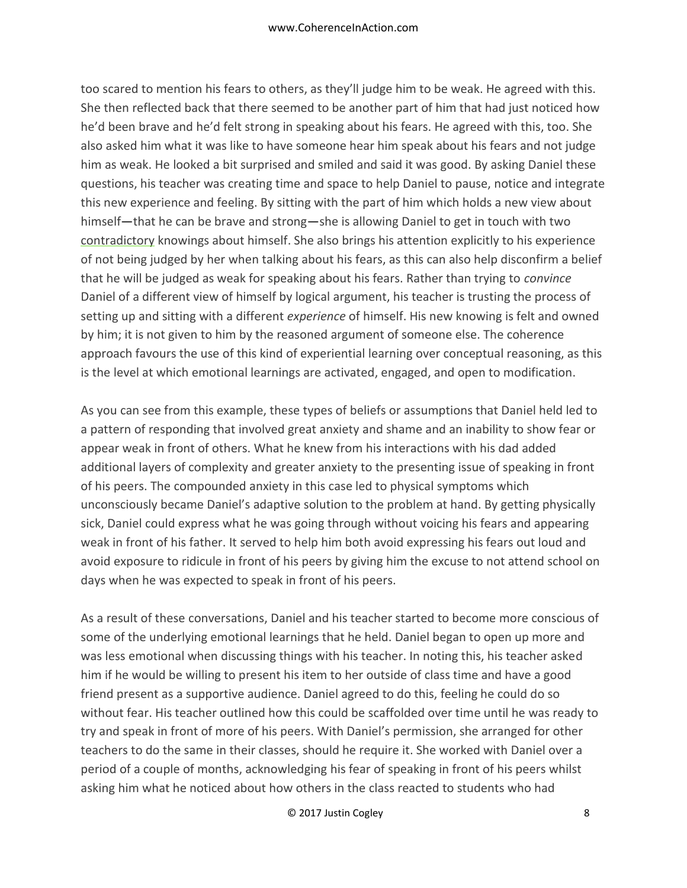too scared to mention his fears to others, as they'll judge him to be weak. He agreed with this. She then reflected back that there seemed to be another part of him that had just noticed how he'd been brave and he'd felt strong in speaking about his fears. He agreed with this, too. She also asked him what it was like to have someone hear him speak about his fears and not judge him as weak. He looked a bit surprised and smiled and said it was good. By asking Daniel these questions, his teacher was creating time and space to help Daniel to pause, notice and integrate this new experience and feeling. By sitting with the part of him which holds a new view about himself—that he can be brave and strong—she is allowing Daniel to get in touch with two contradictory knowings about himself. She also brings his attention explicitly to his experience of not being judged by her when talking about his fears, as this can also help disconfirm a belief that he will be judged as weak for speaking about his fears. Rather than trying to *convince* Daniel of a different view of himself by logical argument, his teacher is trusting the process of setting up and sitting with a different *experience* of himself. His new knowing is felt and owned by him; it is not given to him by the reasoned argument of someone else. The coherence approach favours the use of this kind of experiential learning over conceptual reasoning, as this is the level at which emotional learnings are activated, engaged, and open to modification.

As you can see from this example, these types of beliefs or assumptions that Daniel held led to a pattern of responding that involved great anxiety and shame and an inability to show fear or appear weak in front of others. What he knew from his interactions with his dad added additional layers of complexity and greater anxiety to the presenting issue of speaking in front of his peers. The compounded anxiety in this case led to physical symptoms which unconsciously became Daniel's adaptive solution to the problem at hand. By getting physically sick, Daniel could express what he was going through without voicing his fears and appearing weak in front of his father. It served to help him both avoid expressing his fears out loud and avoid exposure to ridicule in front of his peers by giving him the excuse to not attend school on days when he was expected to speak in front of his peers.

As a result of these conversations, Daniel and his teacher started to become more conscious of some of the underlying emotional learnings that he held. Daniel began to open up more and was less emotional when discussing things with his teacher. In noting this, his teacher asked him if he would be willing to present his item to her outside of class time and have a good friend present as a supportive audience. Daniel agreed to do this, feeling he could do so without fear. His teacher outlined how this could be scaffolded over time until he was ready to try and speak in front of more of his peers. With Daniel's permission, she arranged for other teachers to do the same in their classes, should he require it. She worked with Daniel over a period of a couple of months, acknowledging his fear of speaking in front of his peers whilst asking him what he noticed about how others in the class reacted to students who had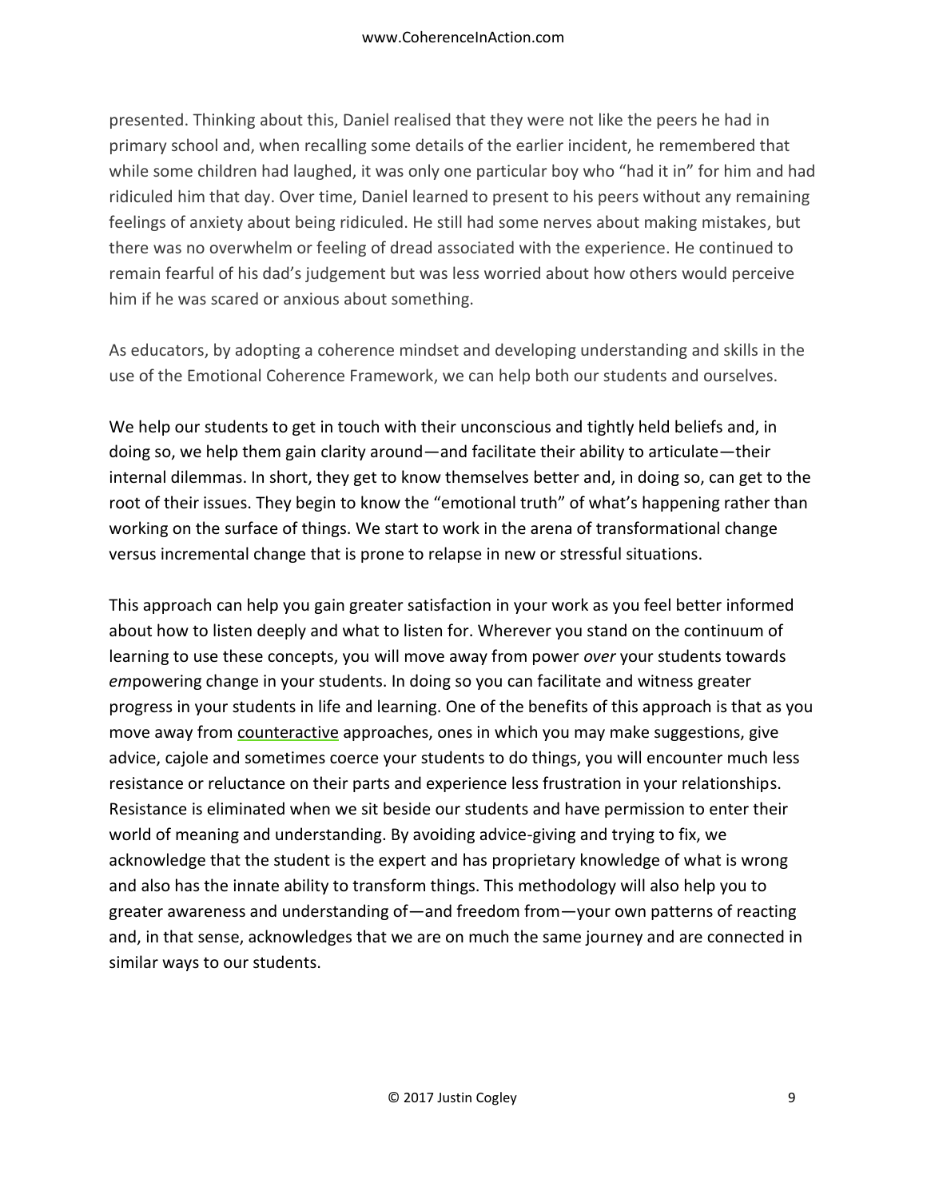presented. Thinking about this, Daniel realised that they were not like the peers he had in primary school and, when recalling some details of the earlier incident, he remembered that while some children had laughed, it was only one particular boy who "had it in" for him and had ridiculed him that day. Over time, Daniel learned to present to his peers without any remaining feelings of anxiety about being ridiculed. He still had some nerves about making mistakes, but there was no overwhelm or feeling of dread associated with the experience. He continued to remain fearful of his dad's judgement but was less worried about how others would perceive him if he was scared or anxious about something.

As educators, by adopting a coherence mindset and developing understanding and skills in the use of the Emotional Coherence Framework, we can help both our students and ourselves.

We help our students to get in touch with their unconscious and tightly held beliefs and, in doing so, we help them gain clarity around—and facilitate their ability to articulate—their internal dilemmas. In short, they get to know themselves better and, in doing so, can get to the root of their issues. They begin to know the "emotional truth" of what's happening rather than working on the surface of things. We start to work in the arena of transformational change versus incremental change that is prone to relapse in new or stressful situations.

This approach can help you gain greater satisfaction in your work as you feel better informed about how to listen deeply and what to listen for. Wherever you stand on the continuum of learning to use these concepts, you will move away from power *over* your students towards *em*powering change in your students. In doing so you can facilitate and witness greater progress in your students in life and learning. One of the benefits of this approach is that as you move away from counteractive approaches, ones in which you may make suggestions, give advice, cajole and sometimes coerce your students to do things, you will encounter much less resistance or reluctance on their parts and experience less frustration in your relationships. Resistance is eliminated when we sit beside our students and have permission to enter their world of meaning and understanding. By avoiding advice-giving and trying to fix, we acknowledge that the student is the expert and has proprietary knowledge of what is wrong and also has the innate ability to transform things. This methodology will also help you to greater awareness and understanding of—and freedom from—your own patterns of reacting and, in that sense, acknowledges that we are on much the same journey and are connected in similar ways to our students.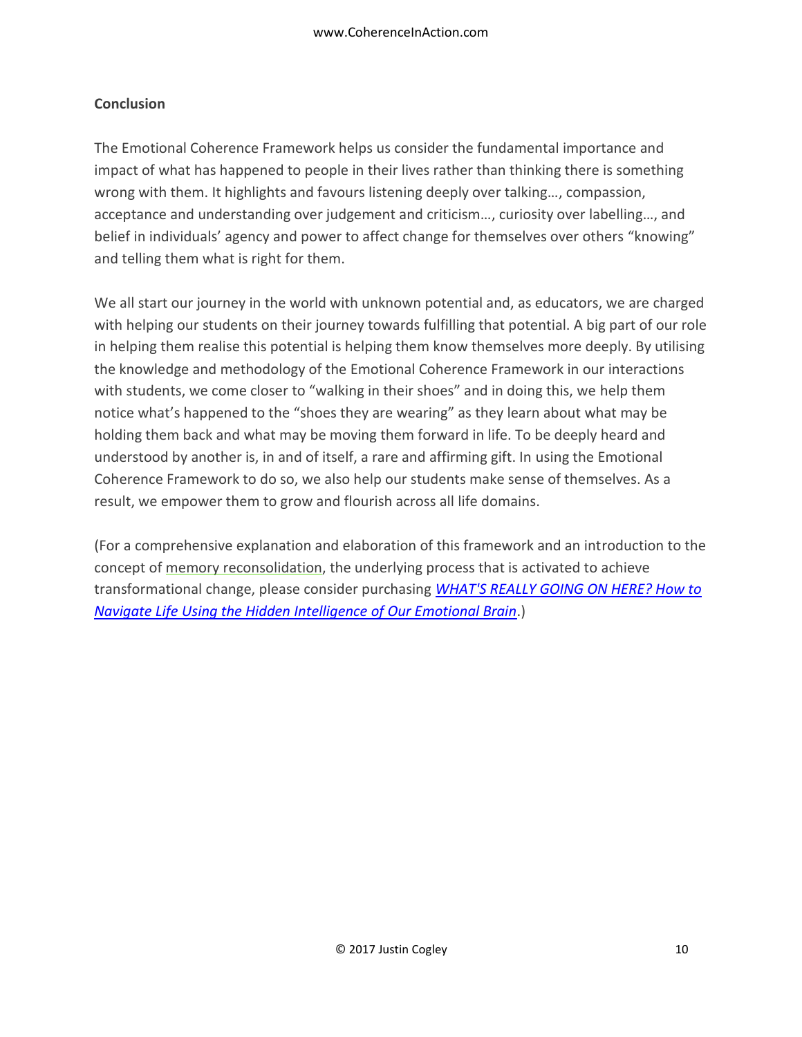**Conclusion**

The Emotional Coherence Framework helps us consider the fundamental importance and impact of what has happened to people in their lives rather than thinking there is something wrong with them. It highlights and favours listening deeply over talking…, compassion, acceptance and understanding over judgement and criticism…, curiosity over labelling…, and belief in individuals' agency and power to affect change for themselves over others "knowing" and telling them what is right for them.

We all start our journey in the world with unknown potential and, as educators, we are charged with helping our students on their journey towards fulfilling that potential. A big part of our role in helping them realise this potential is helping them know themselves more deeply. By utilising the knowledge and methodology of the Emotional Coherence Framework in our interactions with students, we come closer to "walking in their shoes" and in doing this, we help them notice what's happened to the "shoes they are wearing" as they learn about what may be holding them back and what may be moving them forward in life. To be deeply heard and understood by another is, in and of itself, a rare and affirming gift. In using the Emotional Coherence Framework to do so, we also help our students make sense of themselves. As a result, we empower them to grow and flourish across all life domains.

(For a comprehensive explanation and elaboration of this framework and an introduction to the concept of memory reconsolidation, the underlying process that is activated to achieve transformational change, please consider purchasing *WHAT'S REALLY GOING ON HERE? How to Navigate Life Using the Hidden Intelligence of Our Emotional Brain*.)

© 2017 Justin Cogley